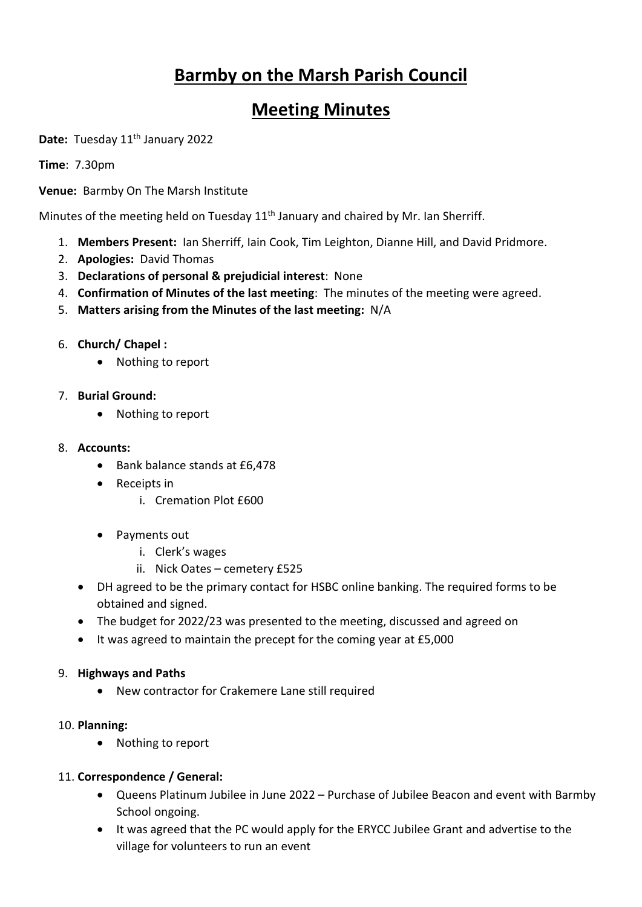# Barmby on the Marsh Parish Council

# Meeting Minutes

**Date:** Tuesday 11th January 2022

**Time**: 7.30pm

**Venue:** Barmby On The Marsh Institute

Minutes of the meeting held on Tuesday 11th January and chaired by Mr. Ian Sherriff.

1. **Members Present:** Ian Sherriff, Iain Cook, Tim Leighton, Dianne Hill, and David Pridmore.
2. **Apologies:** David Thomas
3. **Declarations of personal & prejudicial interest**: None
4. **Confirmation of Minutes of the last meeting**: The minutes of the meeting were agreed.
5. **Matters arising from the Minutes of the last meeting:** N/A
6. **Church/ Chapel :**
   - Nothing to report
7. **Burial Ground:**
   - Nothing to report
8. **Accounts:**
   - Bank balance stands at £6,478
   - Receipts in
     i. Cremation Plot £600
   - Payments out
     i. Clerk's wages
     ii. Nick Oates – cemetery £525
   - DH agreed to be the primary contact for HSBC online banking. The required forms to be obtained and signed.
   - The budget for 2022/23 was presented to the meeting, discussed and agreed on
   - It was agreed to maintain the precept for the coming year at £5,000
9. **Highways and Paths**
   - New contractor for Crakemere Lane still required
10. **Planning:**
    - Nothing to report
11. **Correspondence / General:**
    - Queens Platinum Jubilee in June 2022 – Purchase of Jubilee Beacon and event with Barmby School ongoing.
    - It was agreed that the PC would apply for the ERYCC Jubilee Grant and advertise to the village for volunteers to run an event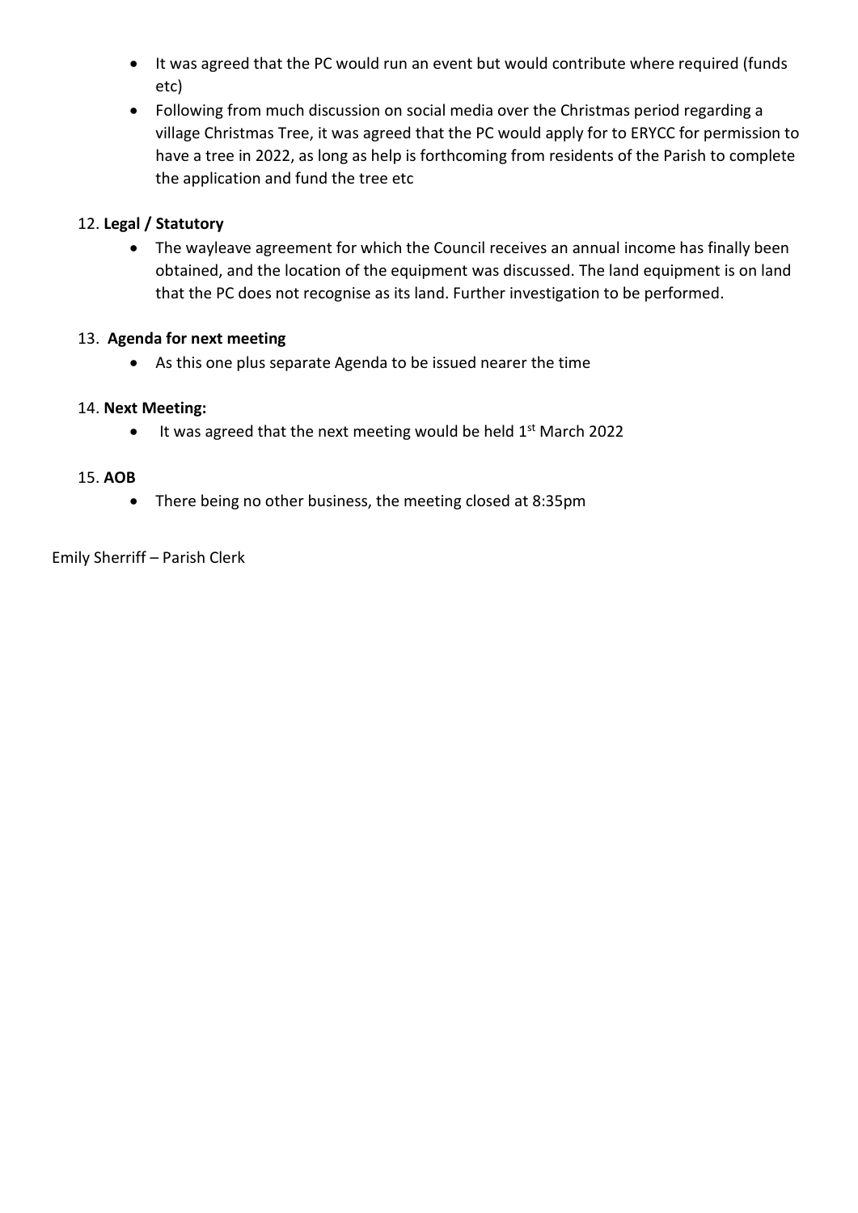- It was agreed that the PC would run an event but would contribute where required (funds etc)
- Following from much discussion on social media over the Christmas period regarding a village Christmas Tree, it was agreed that the PC would apply for to ERYCC for permission to have a tree in 2022, as long as help is forthcoming from residents of the Parish to complete the application and fund the tree etc

12. **Legal / Statutory**
    - The wayleave agreement for which the Council receives an annual income has finally been obtained, and the location of the equipment was discussed. The land equipment is on land that the PC does not recognise as its land. Further investigation to be performed.

13. **Agenda for next meeting**
    - As this one plus separate Agenda to be issued nearer the time

14. **Next Meeting:**
    - It was agreed that the next meeting would be held 1st March 2022

15. **AOB**
    - There being no other business, the meeting closed at 8:35pm

Emily Sherriff – Parish Clerk